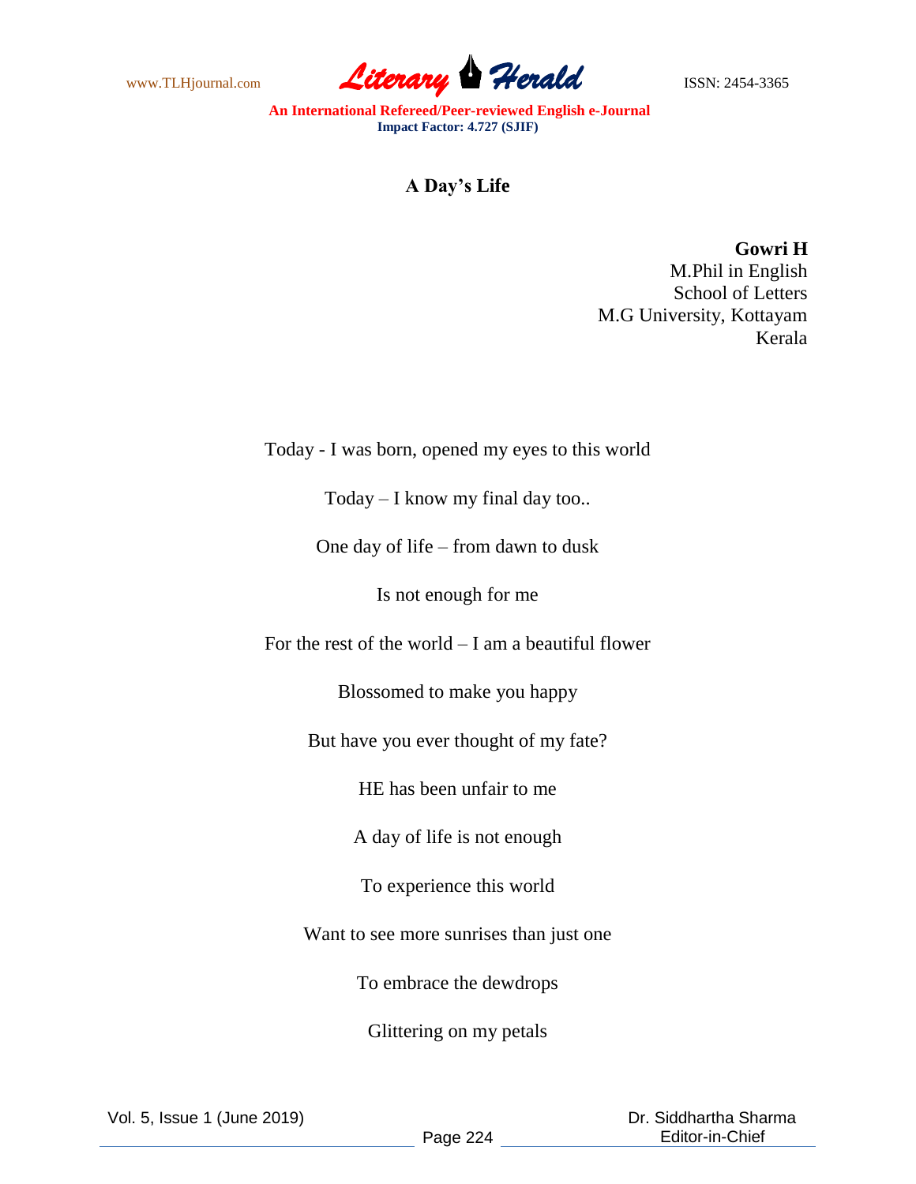# A Day's Life

**Gowri H**
M.Phil in English
School of Letters
M.G University, Kottayam
Kerala

Today - I was born, opened my eyes to this world

Today – I know my final day too..

One day of life – from dawn to dusk

Is not enough for me

For the rest of the world – I am a beautiful flower

Blossomed to make you happy

But have you ever thought of my fate?

HE has been unfair to me

A day of life is not enough

To experience this world

Want to see more sunrises than just one

To embrace the dewdrops

Glittering on my petals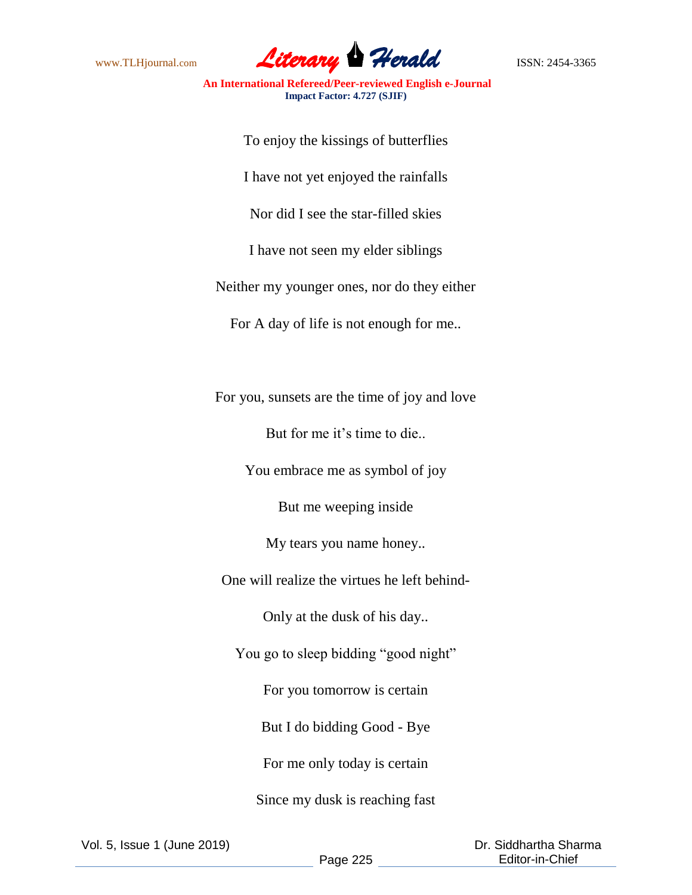To enjoy the kissings of butterflies

I have not yet enjoyed the rainfalls

Nor did I see the star-filled skies

I have not seen my elder siblings

Neither my younger ones, nor do they either

For A day of life is not enough for me..

For you, sunsets are the time of joy and love

But for me it's time to die..

You embrace me as symbol of joy

But me weeping inside

My tears you name honey..

One will realize the virtues he left behind-

Only at the dusk of his day..

You go to sleep bidding "good night"

For you tomorrow is certain

But I do bidding Good - Bye

For me only today is certain

Since my dusk is reaching fast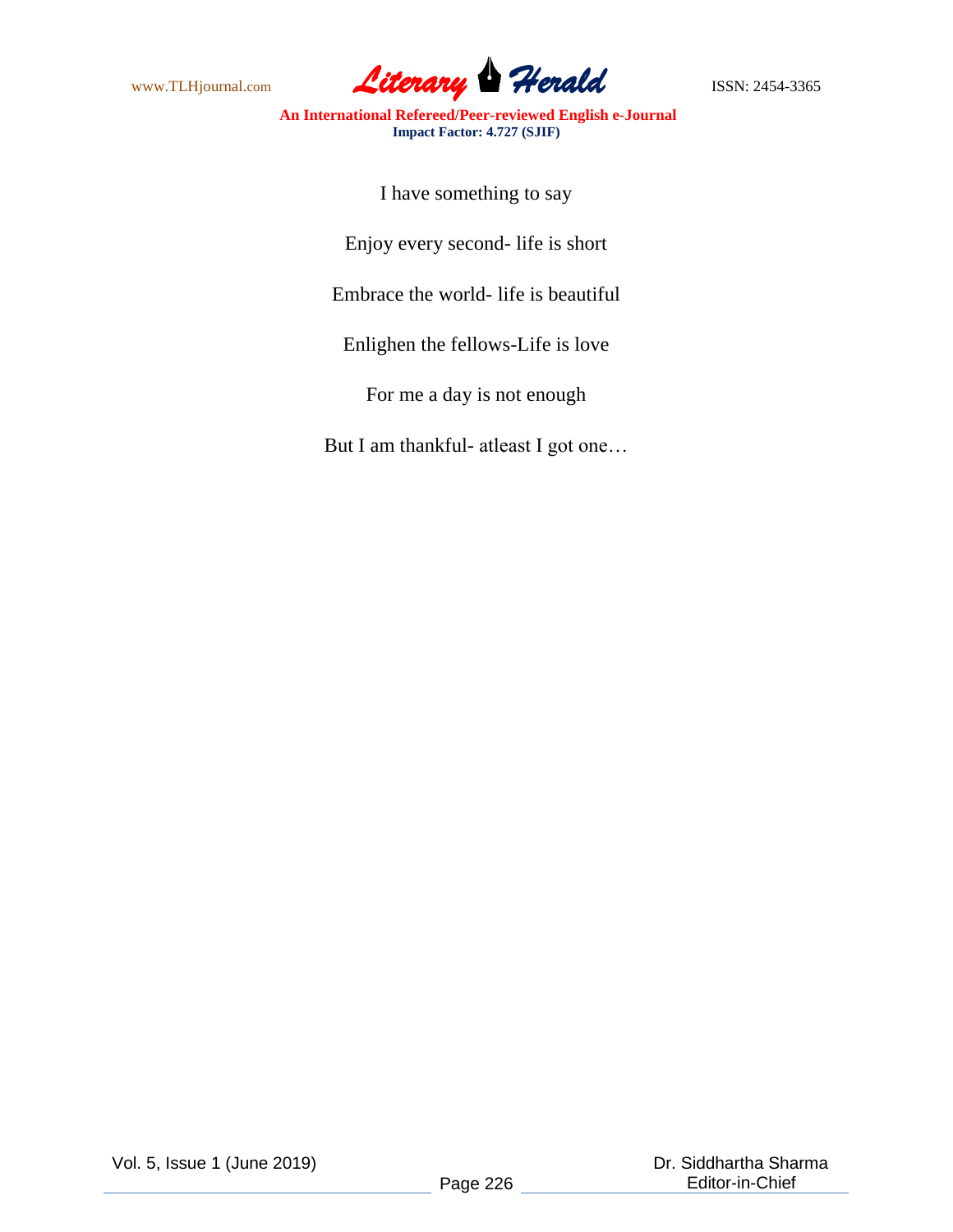I have something to say

Enjoy every second- life is short

Embrace the world- life is beautiful

Enlighen the fellows-Life is love

For me a day is not enough

But I am thankful- atleast I got one…